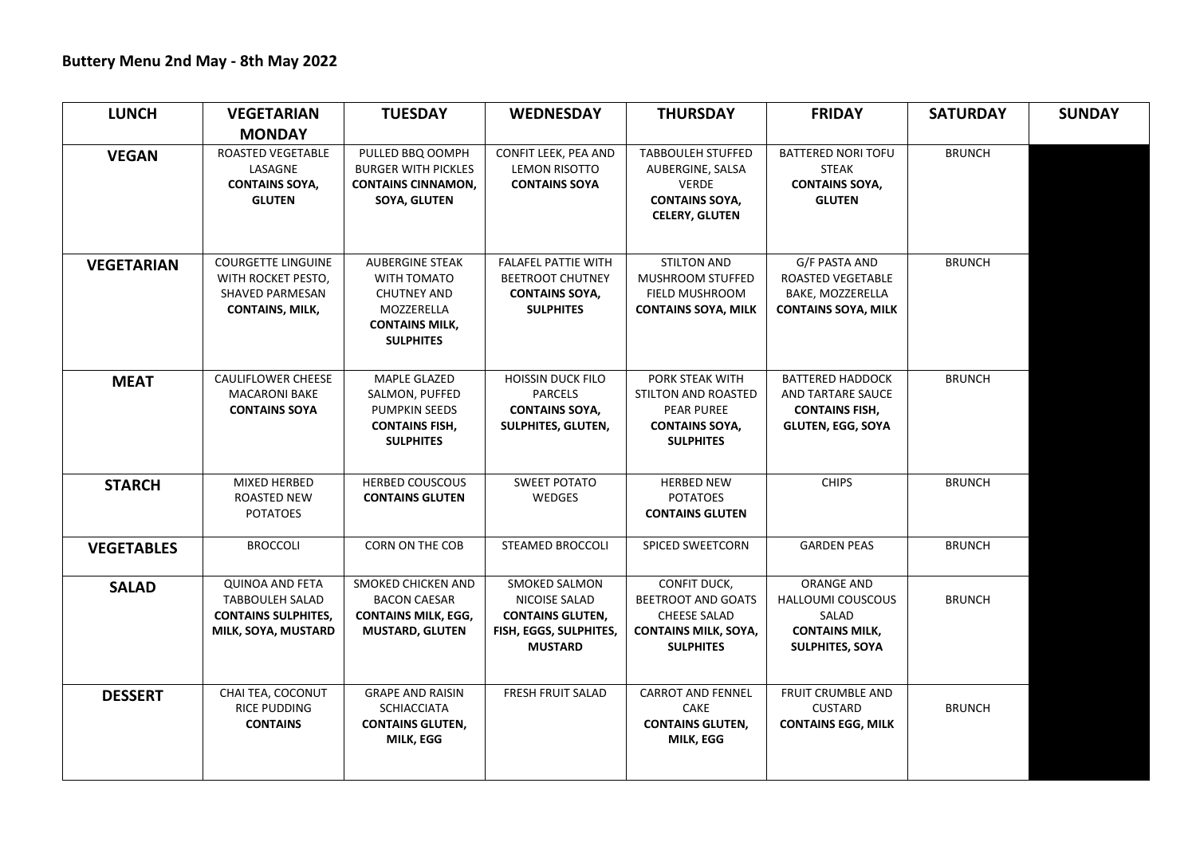## Buttery Menu 2nd May - 8th May 2022

| LUNCH | VEGETARIAN MONDAY | TUESDAY | WEDNESDAY | THURSDAY | FRIDAY | SATURDAY | SUNDAY |
|---|---|---|---|---|---|---|---|
| **VEGAN** | ROASTED VEGETABLE LASAGNE **CONTAINS SOYA, GLUTEN** | PULLED BBQ OOMPH BURGER WITH PICKLES **CONTAINS CINNAMON, SOYA, GLUTEN** | CONFIT LEEK, PEA AND LEMON RISOTTO **CONTAINS SOYA** | TABBOULEH STUFFED AUBERGINE, SALSA VERDE **CONTAINS SOYA, CELERY, GLUTEN** | BATTERED NORI TOFU STEAK **CONTAINS SOYA, GLUTEN** | BRUNCH | |
| **VEGETARIAN** | COURGETTE LINGUINE WITH ROCKET PESTO, SHAVED PARMESAN **CONTAINS, MILK,** | AUBERGINE STEAK WITH TOMATO CHUTNEY AND MOZZERELLA **CONTAINS MILK, SULPHITES** | FALAFEL PATTIE WITH BEETROOT CHUTNEY **CONTAINS SOYA, SULPHITES** | STILTON AND MUSHROOM STUFFED FIELD MUSHROOM **CONTAINS SOYA, MILK** | G/F PASTA AND ROASTED VEGETABLE BAKE, MOZZERELLA **CONTAINS SOYA, MILK** | BRUNCH | |
| **MEAT** | CAULIFLOWER CHEESE MACARONI BAKE **CONTAINS SOYA** | MAPLE GLAZED SALMON, PUFFED PUMPKIN SEEDS **CONTAINS FISH, SULPHITES** | HOISSIN DUCK FILO PARCELS **CONTAINS SOYA, SULPHITES, GLUTEN,** | PORK STEAK WITH STILTON AND ROASTED PEAR PUREE **CONTAINS SOYA, SULPHITES** | BATTERED HADDOCK AND TARTARE SAUCE **CONTAINS FISH, GLUTEN, EGG, SOYA** | BRUNCH | |
| **STARCH** | MIXED HERBED ROASTED NEW POTATOES | HERBED COUSCOUS **CONTAINS GLUTEN** | SWEET POTATO WEDGES | HERBED NEW POTATOES **CONTAINS GLUTEN** | CHIPS | BRUNCH | |
| **VEGETABLES** | BROCCOLI | CORN ON THE COB | STEAMED BROCCOLI | SPICED SWEETCORN | GARDEN PEAS | BRUNCH | |
| **SALAD** | QUINOA AND FETA TABBOULEH SALAD **CONTAINS SULPHITES, MILK, SOYA, MUSTARD** | SMOKED CHICKEN AND BACON CAESAR **CONTAINS MILK, EGG, MUSTARD, GLUTEN** | SMOKED SALMON NICOISE SALAD **CONTAINS GLUTEN, FISH, EGGS, SULPHITES, MUSTARD** | CONFIT DUCK, BEETROOT AND GOATS CHEESE SALAD **CONTAINS MILK, SOYA, SULPHITES** | ORANGE AND HALLOUMI COUSCOUS SALAD **CONTAINS MILK, SULPHITES, SOYA** | BRUNCH | |
| **DESSERT** | CHAI TEA, COCONUT RICE PUDDING **CONTAINS** | GRAPE AND RAISIN SCHIACCIATA **CONTAINS GLUTEN, MILK, EGG** | FRESH FRUIT SALAD | CARROT AND FENNEL CAKE **CONTAINS GLUTEN, MILK, EGG** | FRUIT CRUMBLE AND CUSTARD **CONTAINS EGG, MILK** | BRUNCH | |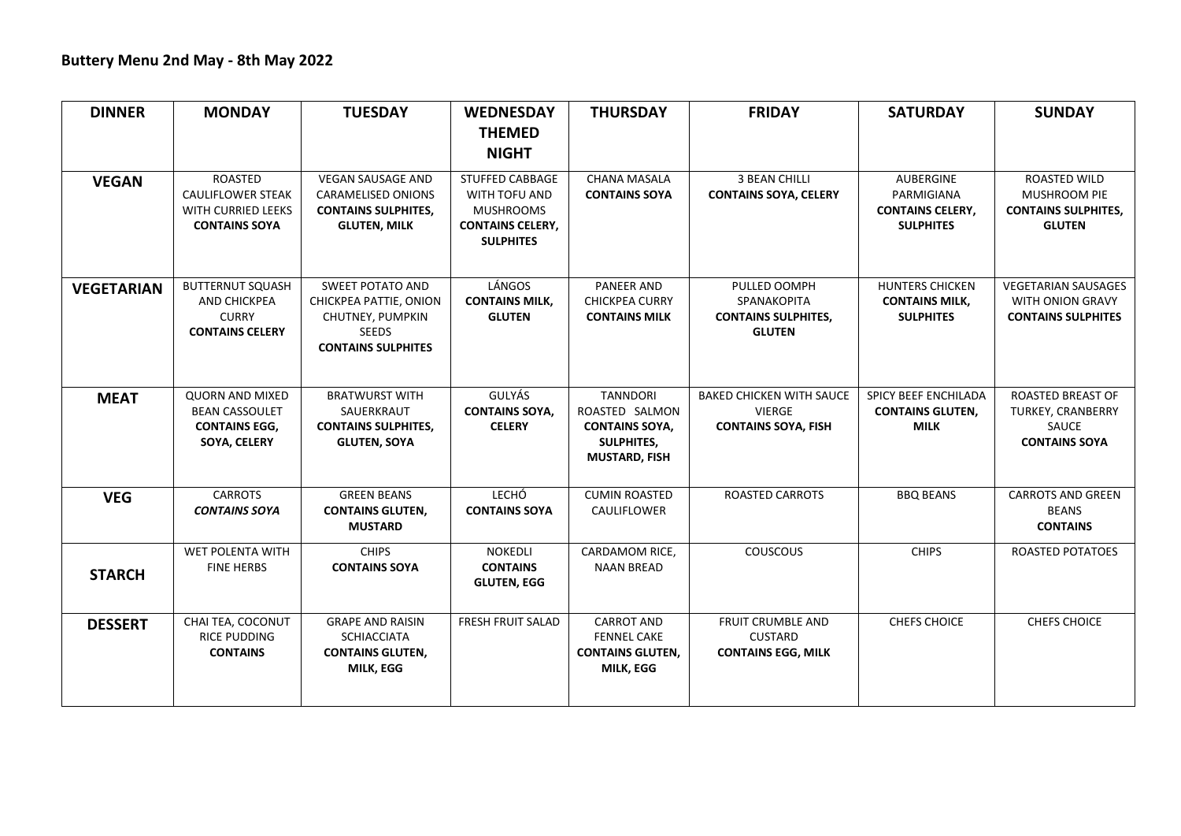## Buttery Menu 2nd May - 8th May 2022

| DINNER | MONDAY | TUESDAY | WEDNESDAY THEMED NIGHT | THURSDAY | FRIDAY | SATURDAY | SUNDAY |
|---|---|---|---|---|---|---|---|
| **VEGAN** | ROASTED CAULIFLOWER STEAK WITH CURRIED LEEKS **CONTAINS SOYA** | VEGAN SAUSAGE AND CARAMELISED ONIONS **CONTAINS SULPHITES, GLUTEN, MILK** | STUFFED CABBAGE WITH TOFU AND MUSHROOMS **CONTAINS CELERY, SULPHITES** | CHANA MASALA **CONTAINS SOYA** | 3 BEAN CHILLI **CONTAINS SOYA, CELERY** | AUBERGINE PARMIGIANA **CONTAINS CELERY, SULPHITES** | ROASTED WILD MUSHROOM PIE **CONTAINS SULPHITES, GLUTEN** |
| **VEGETARIAN** | BUTTERNUT SQUASH AND CHICKPEA CURRY **CONTAINS CELERY** | SWEET POTATO AND CHICKPEA PATTIE, ONION CHUTNEY, PUMPKIN SEEDS **CONTAINS SULPHITES** | LÁNGOS **CONTAINS MILK, GLUTEN** | PANEER AND CHICKPEA CURRY **CONTAINS MILK** | PULLED OOMPH SPANAKOPITA **CONTAINS SULPHITES, GLUTEN** | HUNTERS CHICKEN **CONTAINS MILK, SULPHITES** | VEGETARIAN SAUSAGES WITH ONION GRAVY **CONTAINS SULPHITES** |
| **MEAT** | QUORN AND MIXED BEAN CASSOULET **CONTAINS EGG, SOYA, CELERY** | BRATWURST WITH SAUERKRAUT **CONTAINS SULPHITES, GLUTEN, SOYA** | GULYÁS **CONTAINS SOYA, CELERY** | TANNDORI ROASTED SALMON **CONTAINS SOYA, SULPHITES, MUSTARD, FISH** | BAKED CHICKEN WITH SAUCE VIERGE **CONTAINS SOYA, FISH** | SPICY BEEF ENCHILADA **CONTAINS GLUTEN, MILK** | ROASTED BREAST OF TURKEY, CRANBERRY SAUCE **CONTAINS SOYA** |
| **VEG** | CARROTS ***CONTAINS SOYA*** | GREEN BEANS **CONTAINS GLUTEN, MUSTARD** | LECHÓ **CONTAINS SOYA** | CUMIN ROASTED CAULIFLOWER | ROASTED CARROTS | BBQ BEANS | CARROTS AND GREEN BEANS **CONTAINS** |
| **STARCH** | WET POLENTA WITH FINE HERBS | CHIPS **CONTAINS SOYA** | NOKEDLI **CONTAINS GLUTEN, EGG** | CARDAMOM RICE, NAAN BREAD | COUSCOUS | CHIPS | ROASTED POTATOES |
| **DESSERT** | CHAI TEA, COCONUT RICE PUDDING **CONTAINS** | GRAPE AND RAISIN SCHIACCIATA **CONTAINS GLUTEN, MILK, EGG** | FRESH FRUIT SALAD | CARROT AND FENNEL CAKE **CONTAINS GLUTEN, MILK, EGG** | FRUIT CRUMBLE AND CUSTARD **CONTAINS EGG, MILK** | CHEFS CHOICE | CHEFS CHOICE |